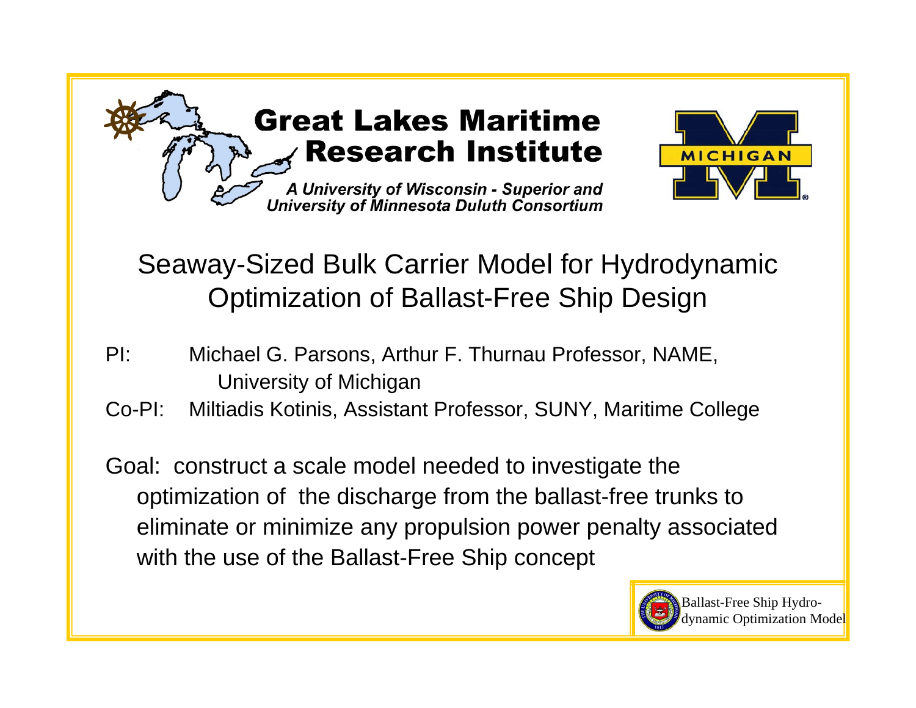**Great Lakes Maritime Research Institute**

*A University of Wisconsin - Superior and University of Minnesota Duluth Consortium*

MICHIGAN

# Seaway-Sized Bulk Carrier Model for Hydrodynamic Optimization of Ballast-Free Ship Design

PI: Michael G. Parsons, Arthur F. Thurnau Professor, NAME, University of Michigan

Co-PI: Miltiadis Kotinis, Assistant Professor, SUNY, Maritime College

Goal: construct a scale model needed to investigate the optimization of the discharge from the ballast-free trunks to eliminate or minimize any propulsion power penalty associated with the use of the Ballast-Free Ship concept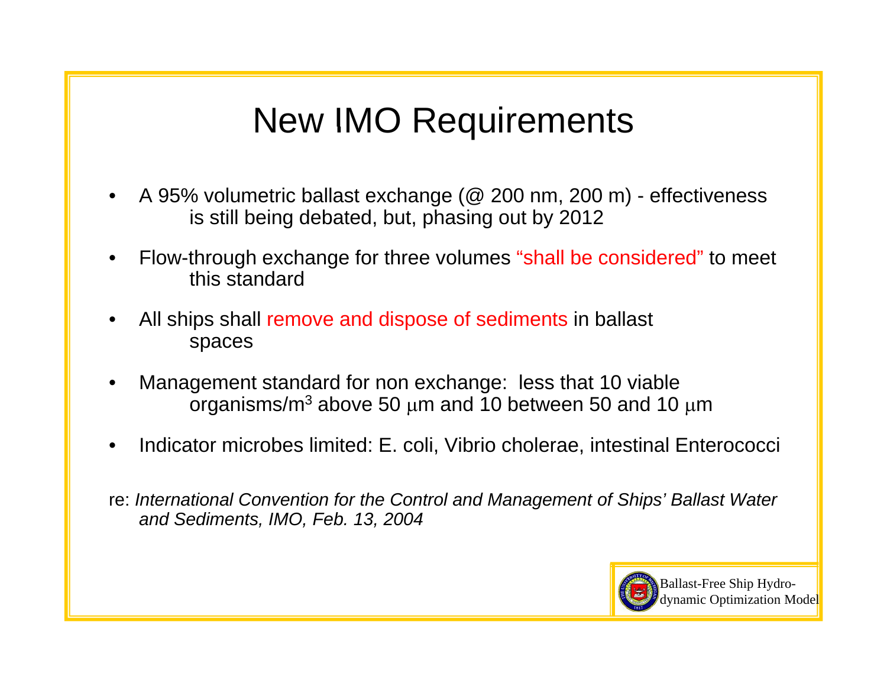# New IMO Requirements

- A 95% volumetric ballast exchange (@ 200 nm, 200 m) - effectiveness is still being debated, but, phasing out by 2012
- Flow-through exchange for three volumes "shall be considered" to meet this standard
- All ships shall remove and dispose of sediments in ballast spaces
- Management standard for non exchange: less that 10 viable organisms/$m^3$ above 50 $\mu$m and 10 between 50 and 10 $\mu$m
- Indicator microbes limited: E. coli, Vibrio cholerae, intestinal Enterococci

re: *International Convention for the Control and Management of Ships' Ballast Water and Sediments, IMO, Feb. 13, 2004*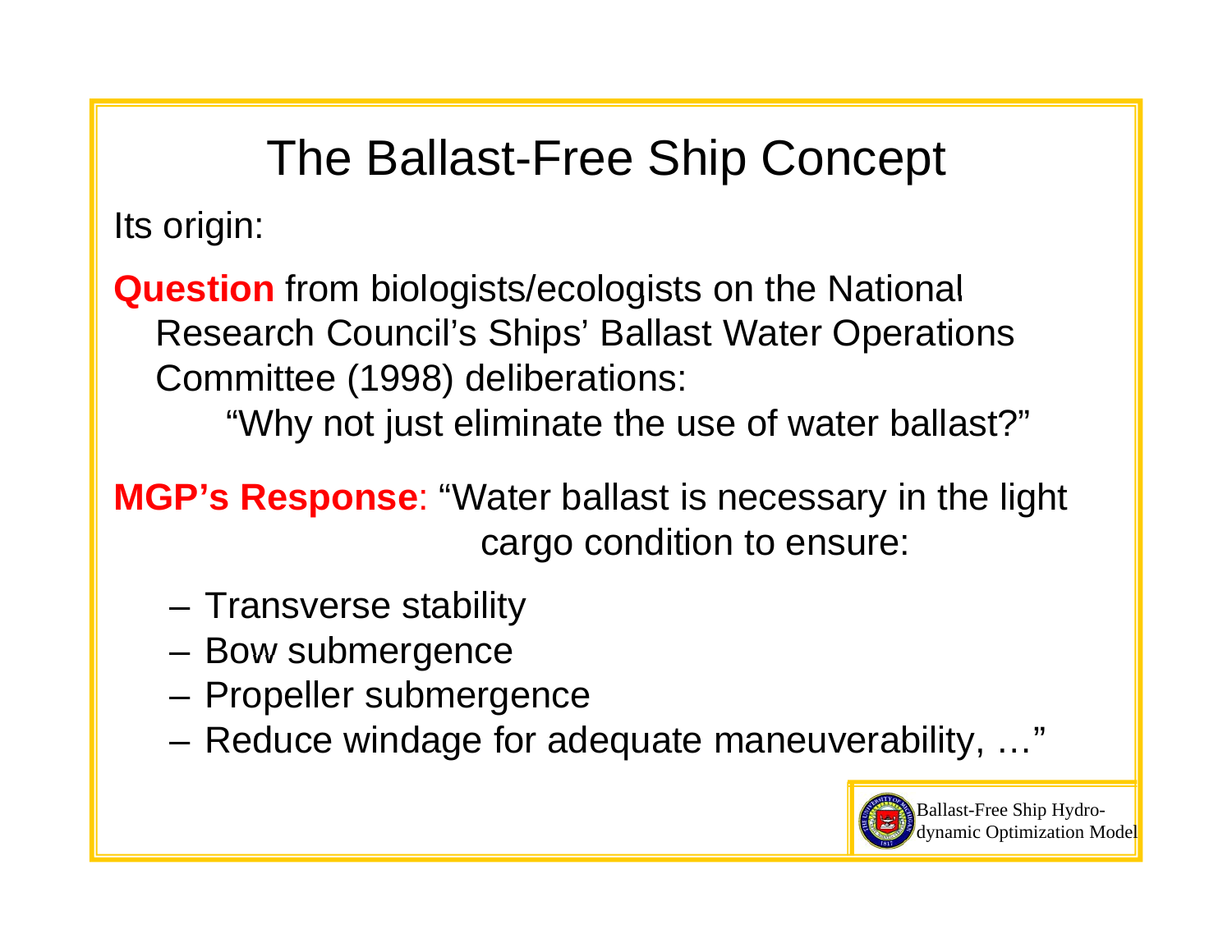# The Ballast-Free Ship Concept

Its origin:

**Question** from biologists/ecologists on the National Research Council's Ships' Ballast Water Operations Committee (1998) deliberations:

"Why not just eliminate the use of water ballast?"

**MGP's Response**: "Water ballast is necessary in the light cargo condition to ensure:

- Transverse stability
- Bow submergence
- Propeller submergence
- Reduce windage for adequate maneuverability, …"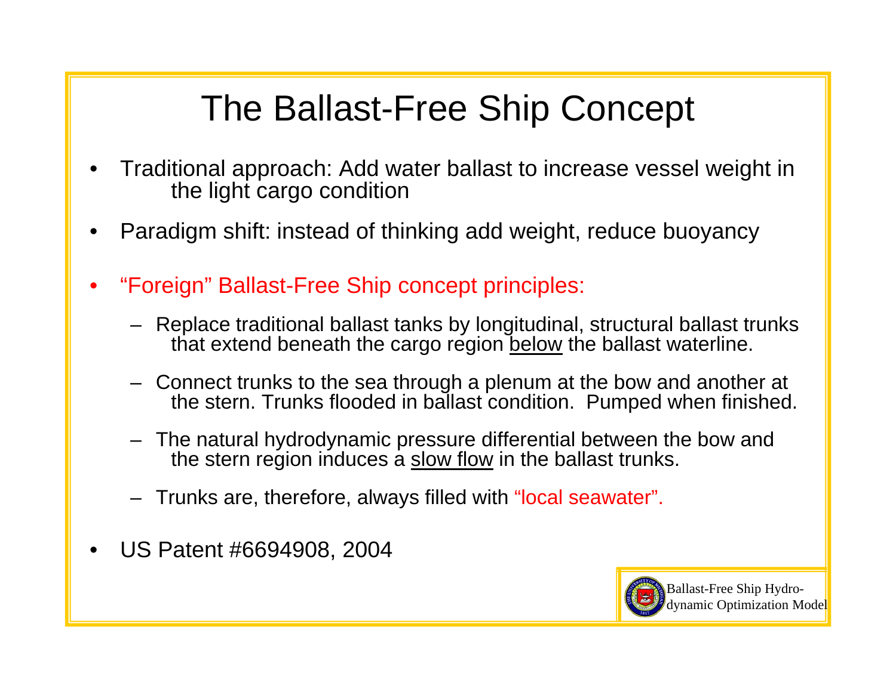# The Ballast-Free Ship Concept

- Traditional approach: Add water ballast to increase vessel weight in the light cargo condition
- Paradigm shift: instead of thinking add weight, reduce buoyancy
- "Foreign" Ballast-Free Ship concept principles:
  - Replace traditional ballast tanks by longitudinal, structural ballast trunks that extend beneath the cargo region below the ballast waterline.
  - Connect trunks to the sea through a plenum at the bow and another at the stern. Trunks flooded in ballast condition. Pumped when finished.
  - The natural hydrodynamic pressure differential between the bow and the stern region induces a slow flow in the ballast trunks.
  - Trunks are, therefore, always filled with "local seawater".
- US Patent #6694908, 2004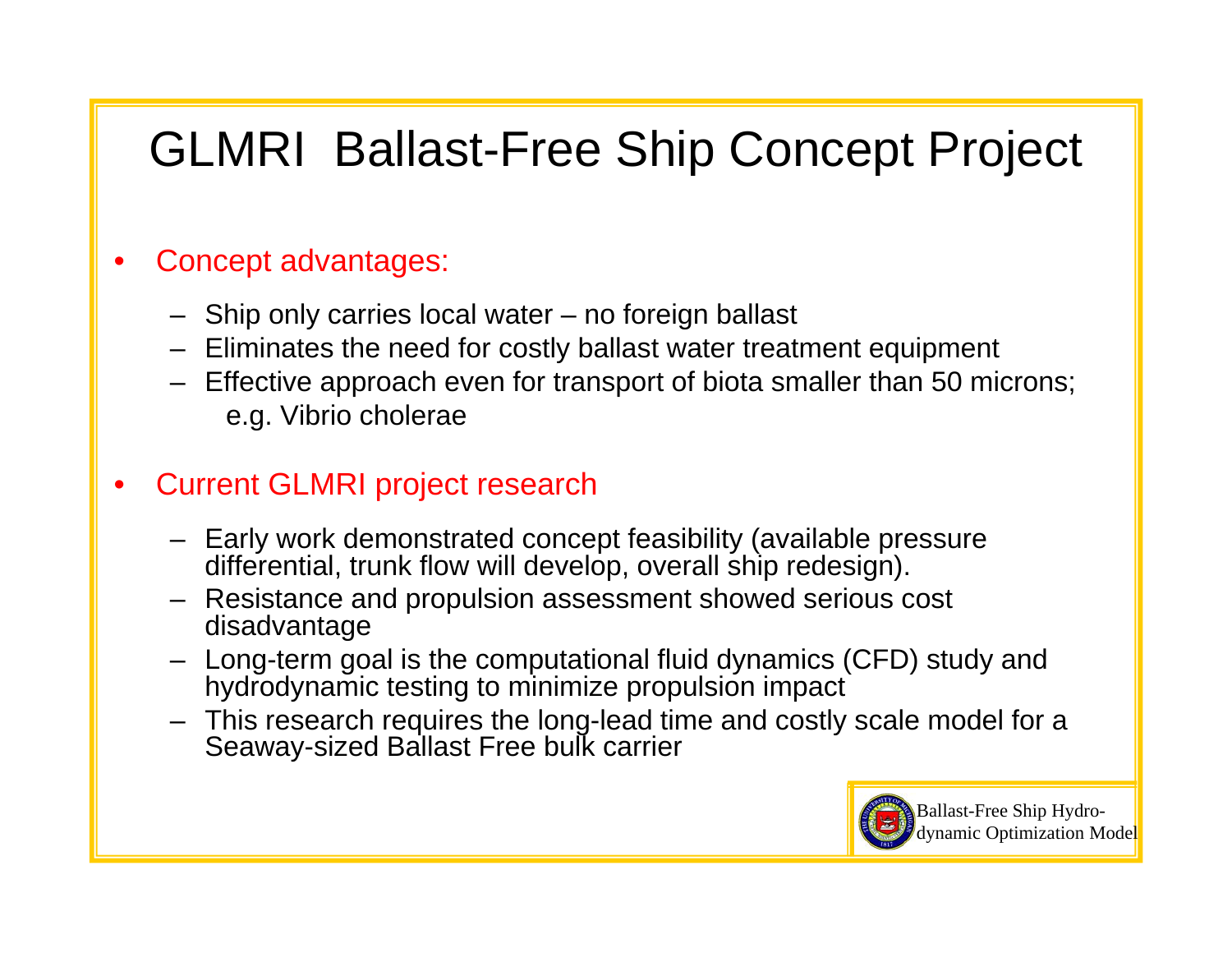# GLMRI Ballast-Free Ship Concept Project

- Concept advantages:
  - Ship only carries local water – no foreign ballast
  - Eliminates the need for costly ballast water treatment equipment
  - Effective approach even for transport of biota smaller than 50 microns; e.g. Vibrio cholerae

- Current GLMRI project research
  - Early work demonstrated concept feasibility (available pressure differential, trunk flow will develop, overall ship redesign).
  - Resistance and propulsion assessment showed serious cost disadvantage
  - Long-term goal is the computational fluid dynamics (CFD) study and hydrodynamic testing to minimize propulsion impact
  - This research requires the long-lead time and costly scale model for a Seaway-sized Ballast Free bulk carrier

Ballast-Free Ship Hydrodynamic Optimization Model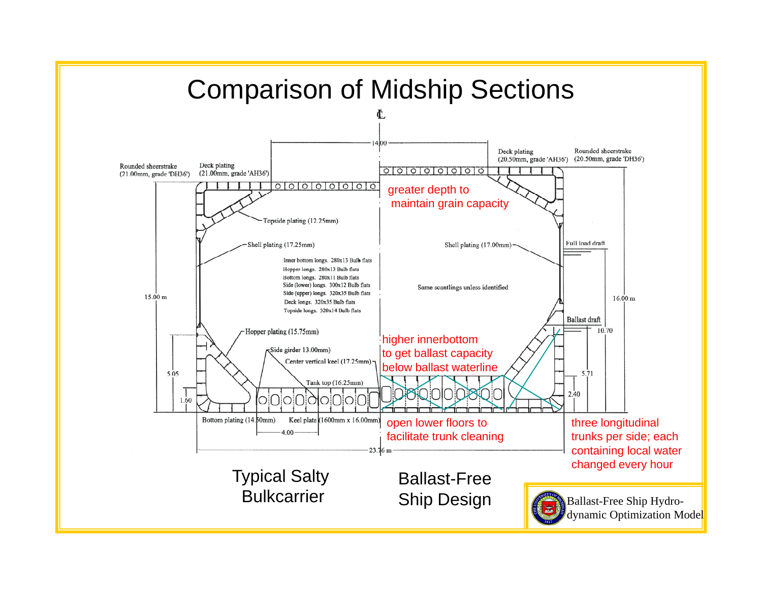# Comparison of Midship Sections

℄

14.00

Rounded sheerstrake (21.00mm, grade 'DH36')

Deck plating (21.00mm, grade 'AH36')

Deck plating (20.50mm, grade 'AH36')

Rounded sheerstrake (20.50mm, grade 'DH36')

greater depth to maintain grain capacity

Topside plating (12.25mm)

Shell plating (17.25mm)

Shell plating (17.00mm)

Full load draft

Inner bottom longs. 280x13 Bulb flats
Hopper longs. 280x13 Bulb flats
Bottom longs. 280x11 Bulb flats
Side (lower) longs. 300x12 Bulb flats
Side (upper) longs. 320x35 Bulb flats
Deck longs. 320x35 Bulb flats
Topside longs. 320x14 Bulb flats

Same scantlings unless identified

15.00 m

16.00 m

Ballast draft

10.70

Hopper plating (15.75mm)

higher innerbottom to get ballast capacity below ballast waterline

Side girder 13.00mm)

Center vertical keel (17.25mm)

5.05

5.71

Tank top (16.25mm)

2.40

1.60

Bottom plating (14.50mm)

Keel plate (1600mm x 16.00mm)

open lower floors to facilitate trunk cleaning

three longitudinal trunks per side; each containing local water changed every hour

4.00

23.76 m

Typical Salty Bulkcarrier

Ballast-Free Ship Design

Ballast-Free Ship Hydro-dynamic Optimization Model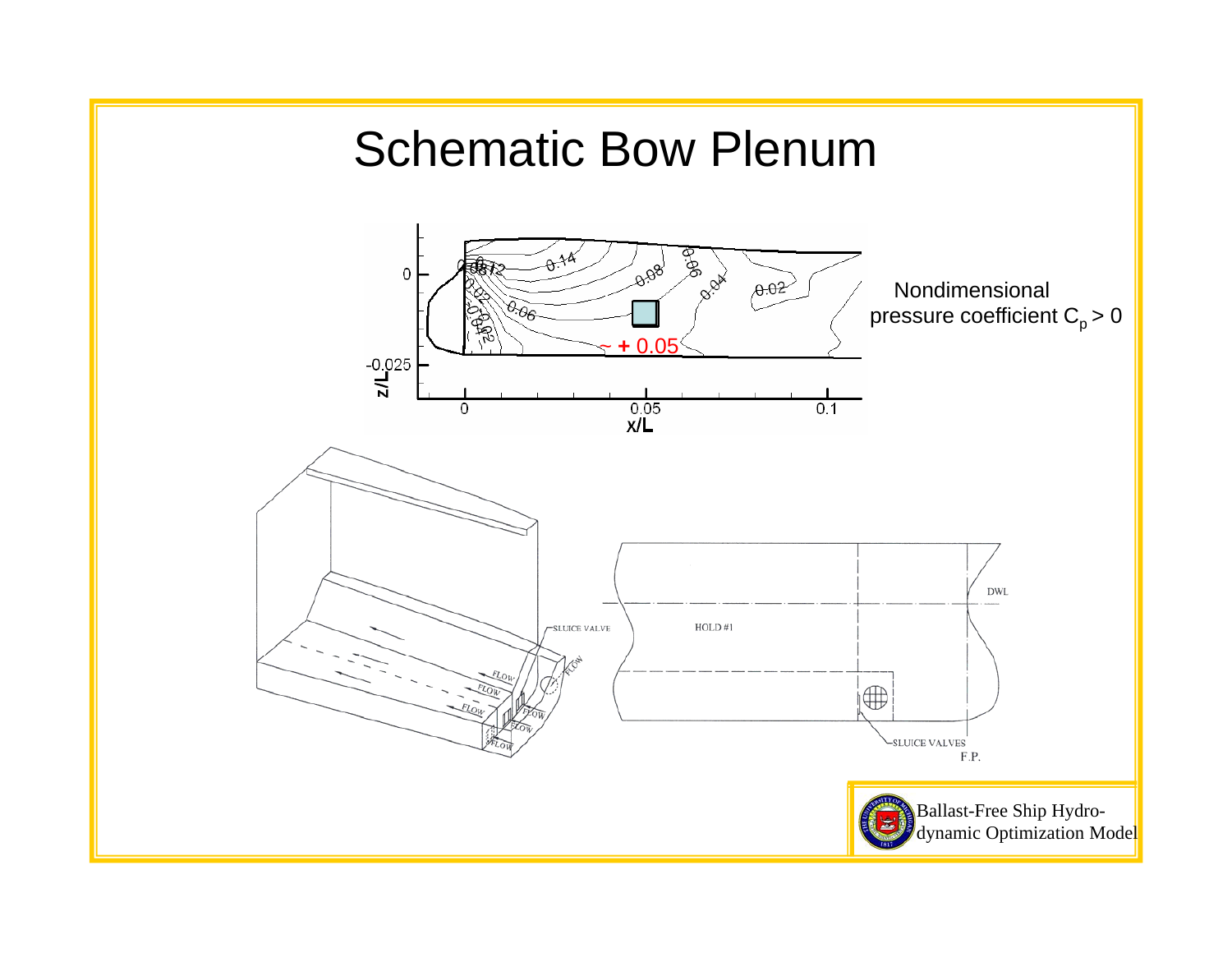# Schematic Bow Plenum

Nondimensional pressure coefficient $C_p > 0$

~ + 0.05

Ballast-Free Ship Hydro-dynamic Optimization Model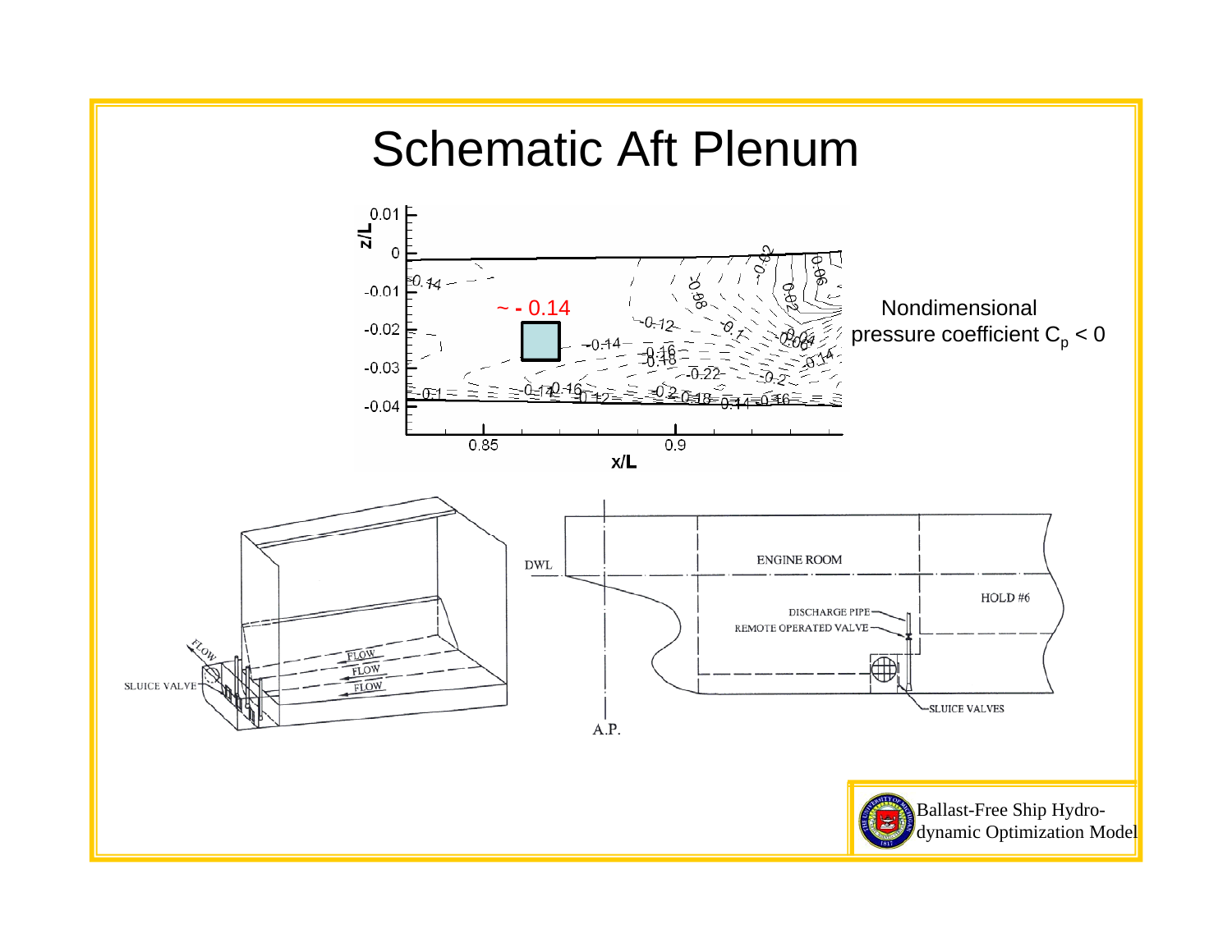# Schematic Aft Plenum

~ - 0.14

Nondimensional pressure coefficient $C_p < 0$

Ballast-Free Ship Hydro-dynamic Optimization Model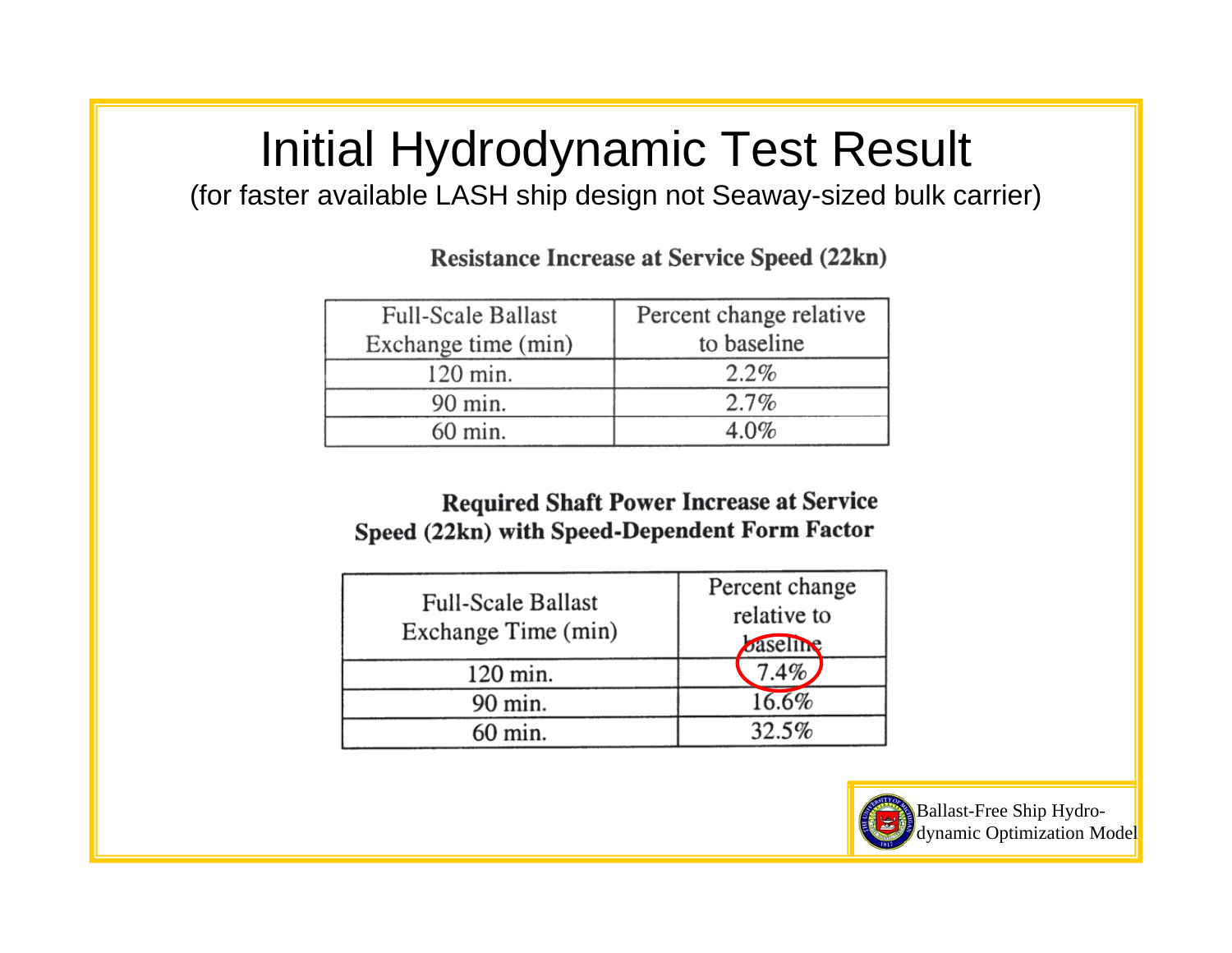# Initial Hydrodynamic Test Result

(for faster available LASH ship design not Seaway-sized bulk carrier)

**Resistance Increase at Service Speed (22kn)**

| Full-Scale Ballast Exchange time (min) | Percent change relative to baseline |
|---|---|
| 120 min. | 2.2% |
| 90 min. | 2.7% |
| 60 min. | 4.0% |

**Required Shaft Power Increase at Service Speed (22kn) with Speed-Dependent Form Factor**

| Full-Scale Ballast Exchange Time (min) | Percent change relative to baseline |
|---|---|
| 120 min. | 7.4% |
| 90 min. | 16.6% |
| 60 min. | 32.5% |

Ballast-Free Ship Hydro-dynamic Optimization Model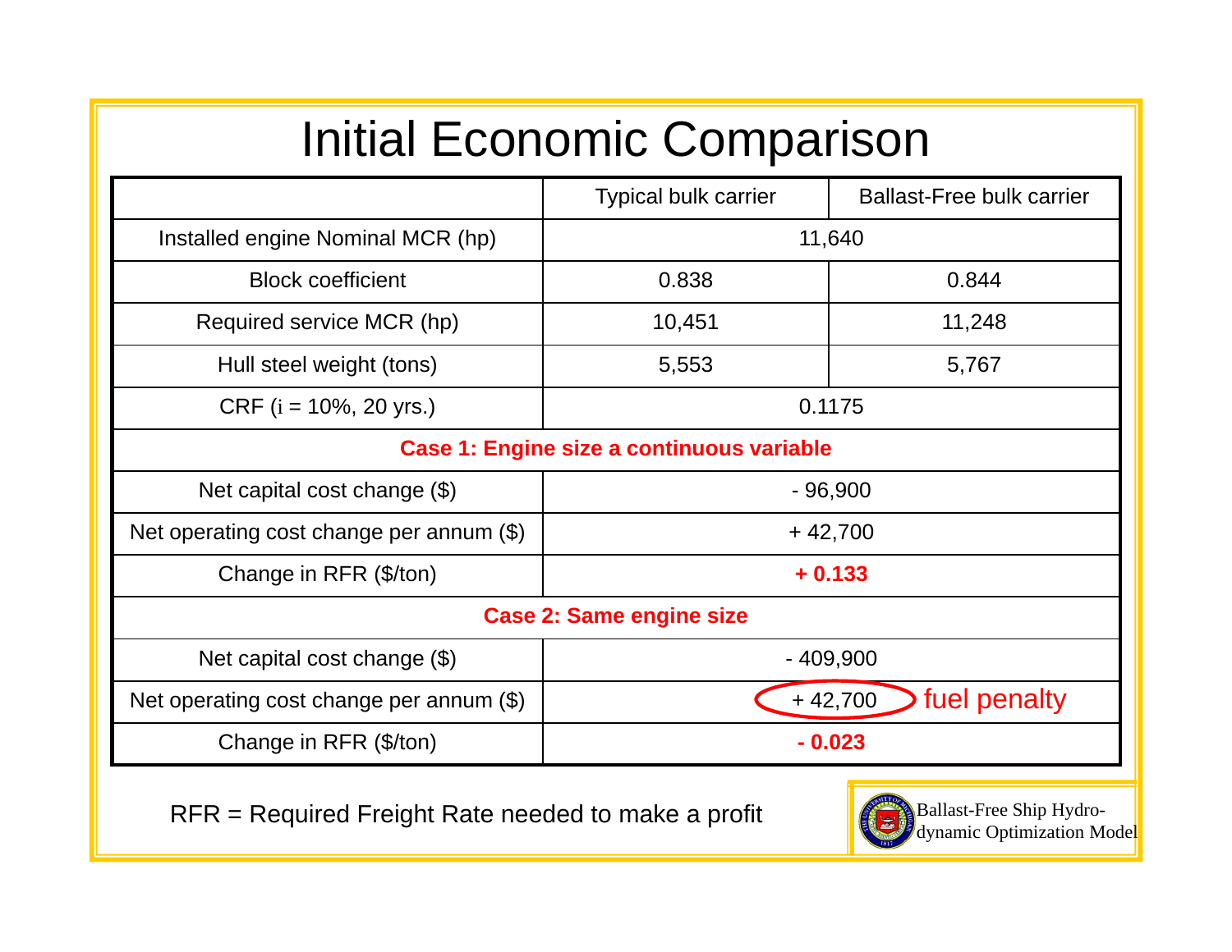# Initial Economic Comparison

| | Typical bulk carrier | Ballast-Free bulk carrier |
|---|---|---|
| Installed engine Nominal MCR (hp) | 11,640 | |
| Block coefficient | 0.838 | 0.844 |
| Required service MCR (hp) | 10,451 | 11,248 |
| Hull steel weight (tons) | 5,553 | 5,767 |
| CRF (i = 10%, 20 yrs.) | 0.1175 | |
| **Case 1: Engine size a continuous variable** | | |
| Net capital cost change ($) | - 96,900 | |
| Net operating cost change per annum ($) | + 42,700 | |
| Change in RFR ($/ton) | **+ 0.133** | |
| **Case 2: Same engine size** | | |
| Net capital cost change ($) | - 409,900 | |
| Net operating cost change per annum ($) | + 42,700 (fuel penalty) | |
| Change in RFR ($/ton) | **- 0.023** | |

RFR = Required Freight Rate needed to make a profit

Ballast-Free Ship Hydro-dynamic Optimization Model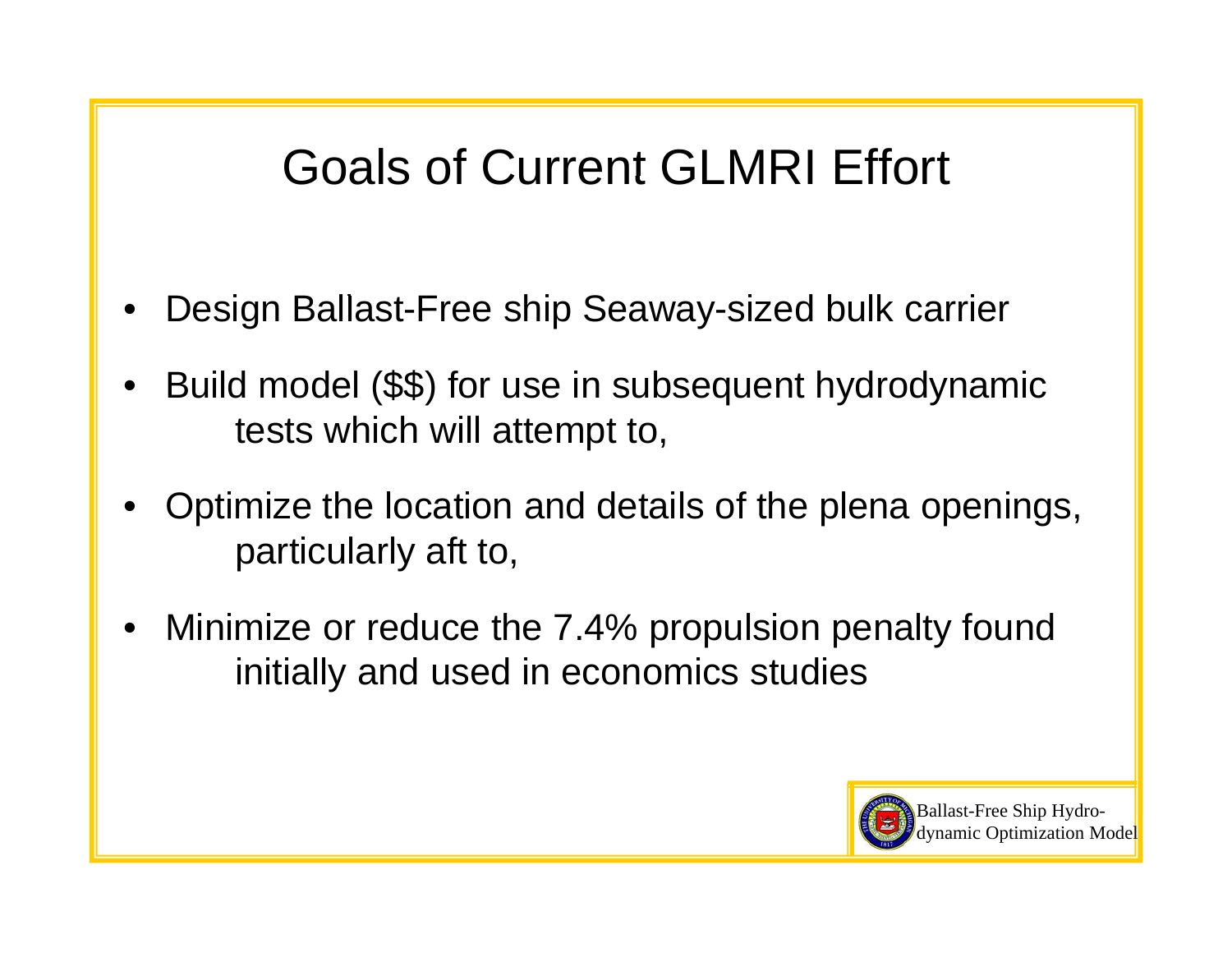# Goals of Current GLMRI Effort

- Design Ballast-Free ship Seaway-sized bulk carrier
- Build model ($$) for use in subsequent hydrodynamic tests which will attempt to,
- Optimize the location and details of the plena openings, particularly aft to,
- Minimize or reduce the 7.4% propulsion penalty found initially and used in economics studies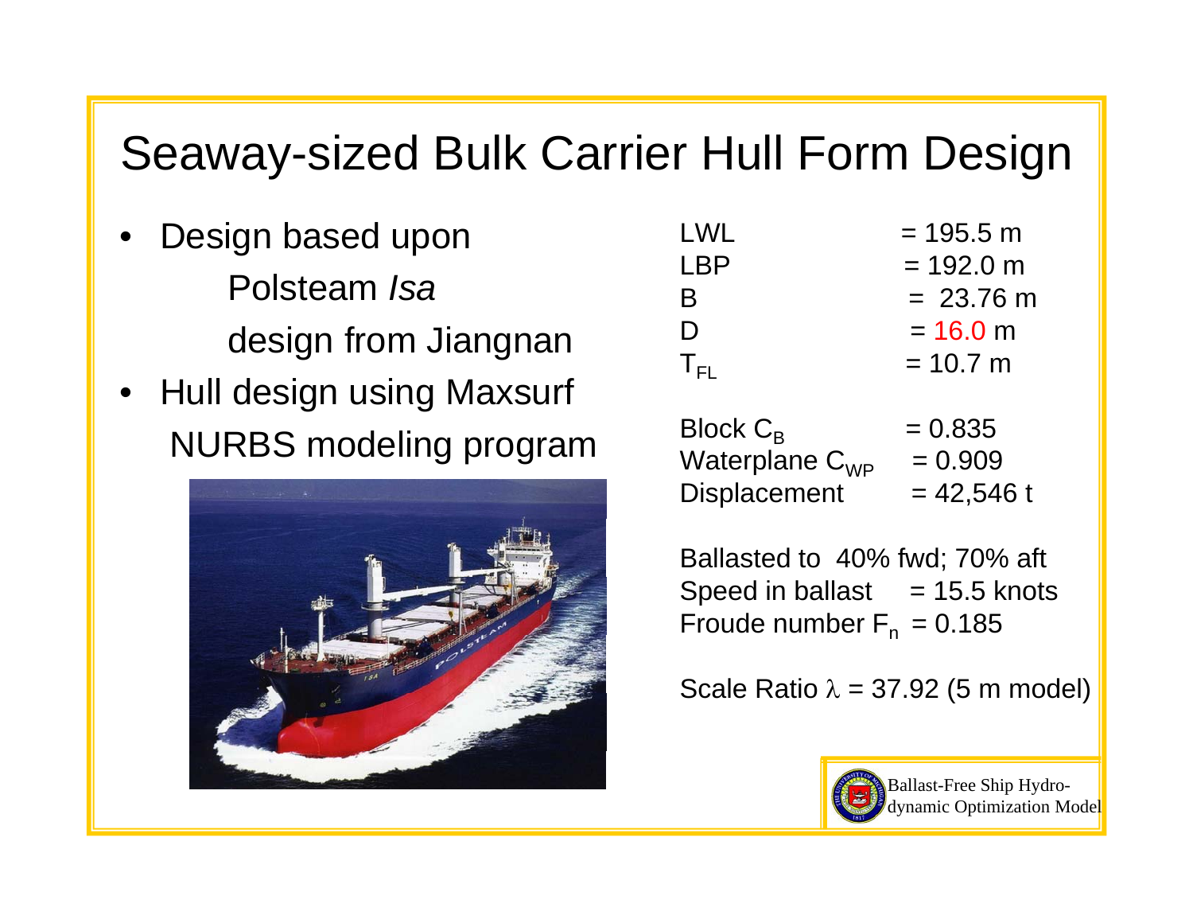# Seaway-sized Bulk Carrier Hull Form Design

- Design based upon Polsteam *Isa* design from Jiangnan
- Hull design using Maxsurf NURBS modeling program

| | |
|---|---|
| LWL | = 195.5 m |
| LBP | = 192.0 m |
| B | = 23.76 m |
| D | = 16.0 m |
| $T_{FL}$ | = 10.7 m |

| | |
|---|---|
| Block $C_B$ | = 0.835 |
| Waterplane $C_{WP}$ | = 0.909 |
| Displacement | = 42,546 t |

Ballasted to 40% fwd; 70% aft
Speed in ballast = 15.5 knots
Froude number $F_n$ = 0.185

Scale Ratio $\lambda$ = 37.92 (5 m model)

Ballast-Free Ship Hydrodynamic Optimization Model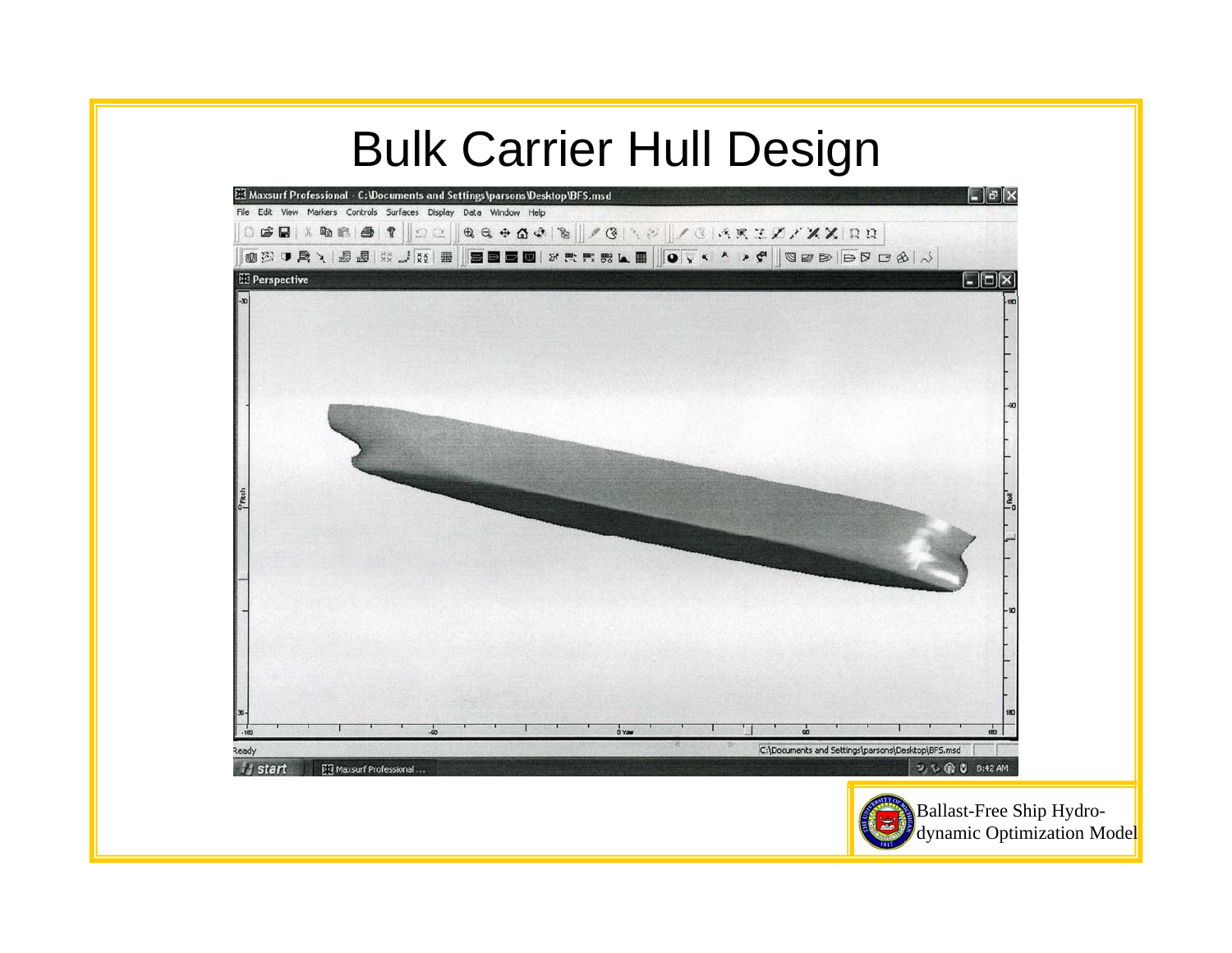# Bulk Carrier Hull Design

Ballast-Free Ship Hydrodynamic Optimization Model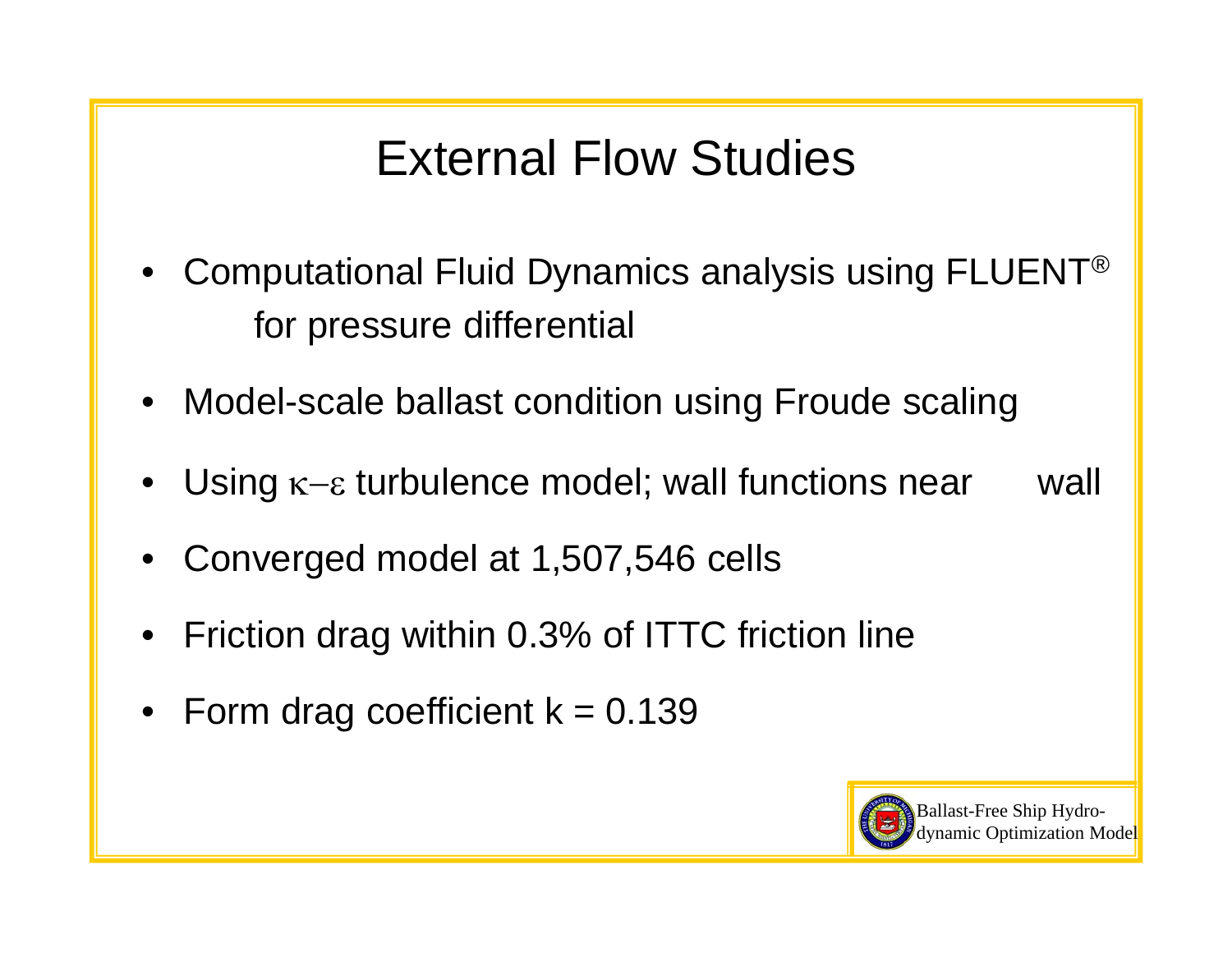# External Flow Studies

- Computational Fluid Dynamics analysis using FLUENT® for pressure differential
- Model-scale ballast condition using Froude scaling
- Using $\kappa-\varepsilon$ turbulence model; wall functions near wall
- Converged model at 1,507,546 cells
- Friction drag within 0.3% of ITTC friction line
- Form drag coefficient k = 0.139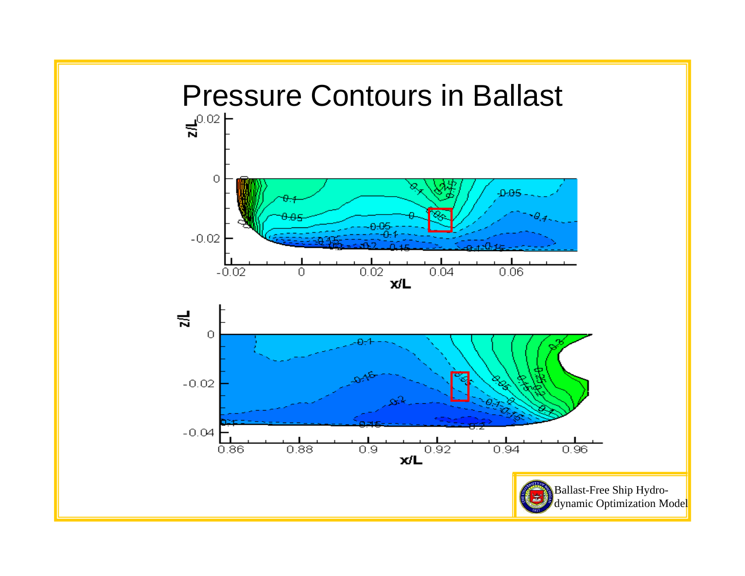# Pressure Contours in Ballast

Ballast-Free Ship Hydrodynamic Optimization Model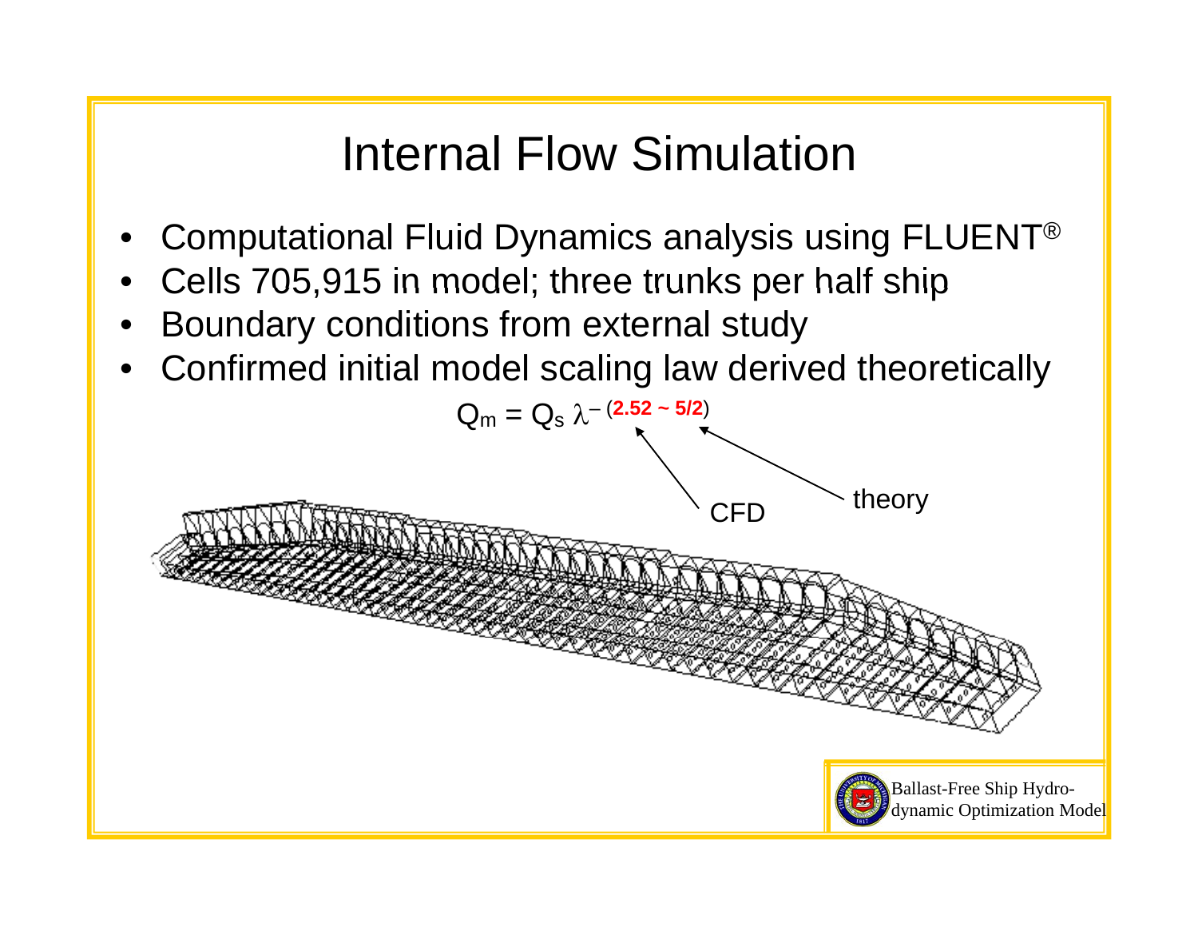# Internal Flow Simulation

- Computational Fluid Dynamics analysis using FLUENT®
- Cells 705,915 in model; three trunks per half ship
- Boundary conditions from external study
- Confirmed initial model scaling law derived theoretically

$$Q_m = Q_s \, \lambda^{-(2.52 \sim 5/2)}$$

CFD (2.52) theory (5/2)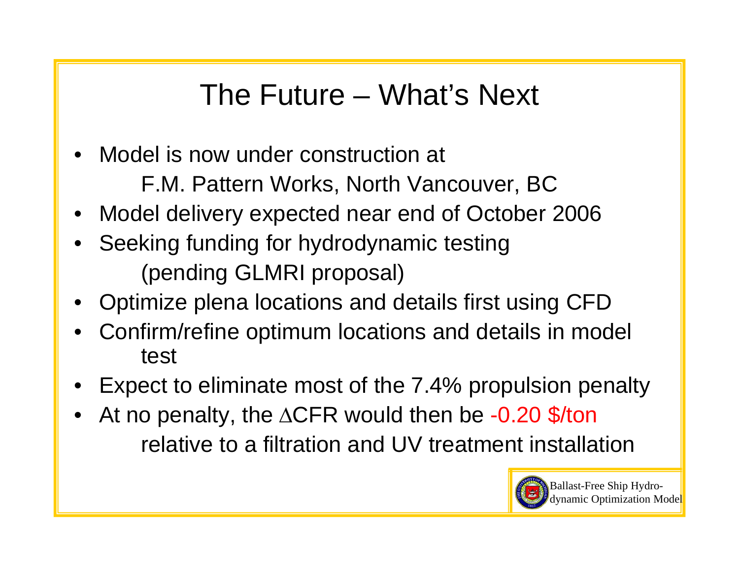# The Future – What's Next

- Model is now under construction at
  F.M. Pattern Works, North Vancouver, BC
- Model delivery expected near end of October 2006
- Seeking funding for hydrodynamic testing
  (pending GLMRI proposal)
- Optimize plena locations and details first using CFD
- Confirm/refine optimum locations and details in model test
- Expect to eliminate most of the 7.4% propulsion penalty
- At no penalty, the $\Delta$CFR would then be -0.20 $/ton
  relative to a filtration and UV treatment installation

Ballast-Free Ship Hydrodynamic Optimization Model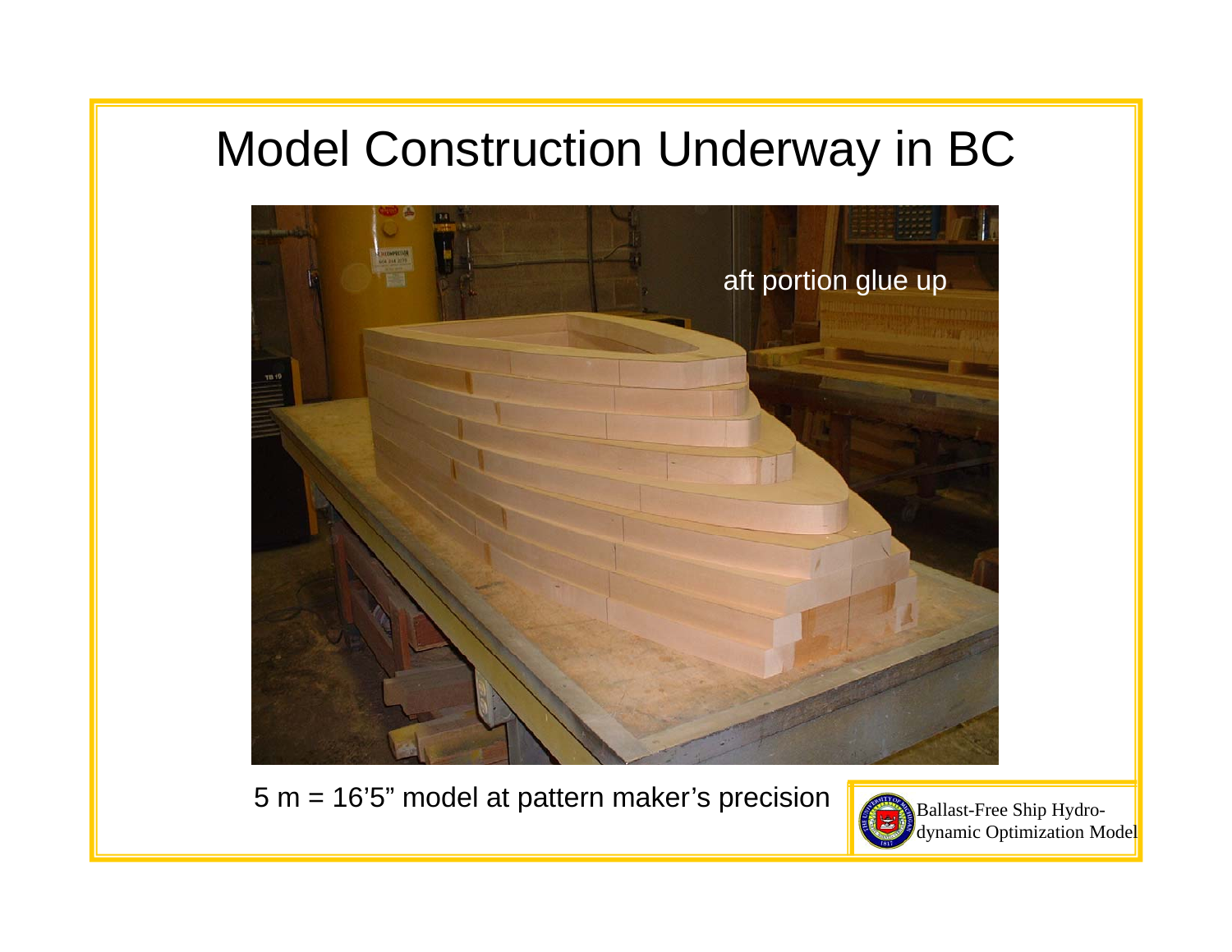# Model Construction Underway in BC

aft portion glue up

5 m = 16’5” model at pattern maker’s precision

Ballast-Free Ship Hydro-dynamic Optimization Model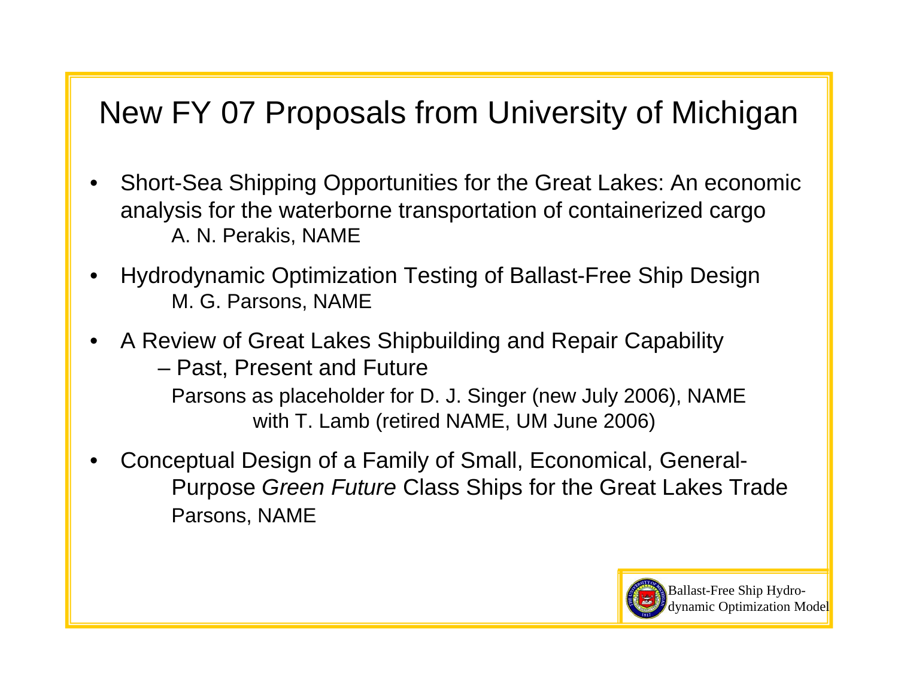# New FY 07 Proposals from University of Michigan

- Short-Sea Shipping Opportunities for the Great Lakes: An economic analysis for the waterborne transportation of containerized cargo
  A. N. Perakis, NAME
- Hydrodynamic Optimization Testing of Ballast-Free Ship Design
  M. G. Parsons, NAME
- A Review of Great Lakes Shipbuilding and Repair Capability – Past, Present and Future
  Parsons as placeholder for D. J. Singer (new July 2006), NAME with T. Lamb (retired NAME, UM June 2006)
- Conceptual Design of a Family of Small, Economical, General-Purpose *Green Future* Class Ships for the Great Lakes Trade
  Parsons, NAME